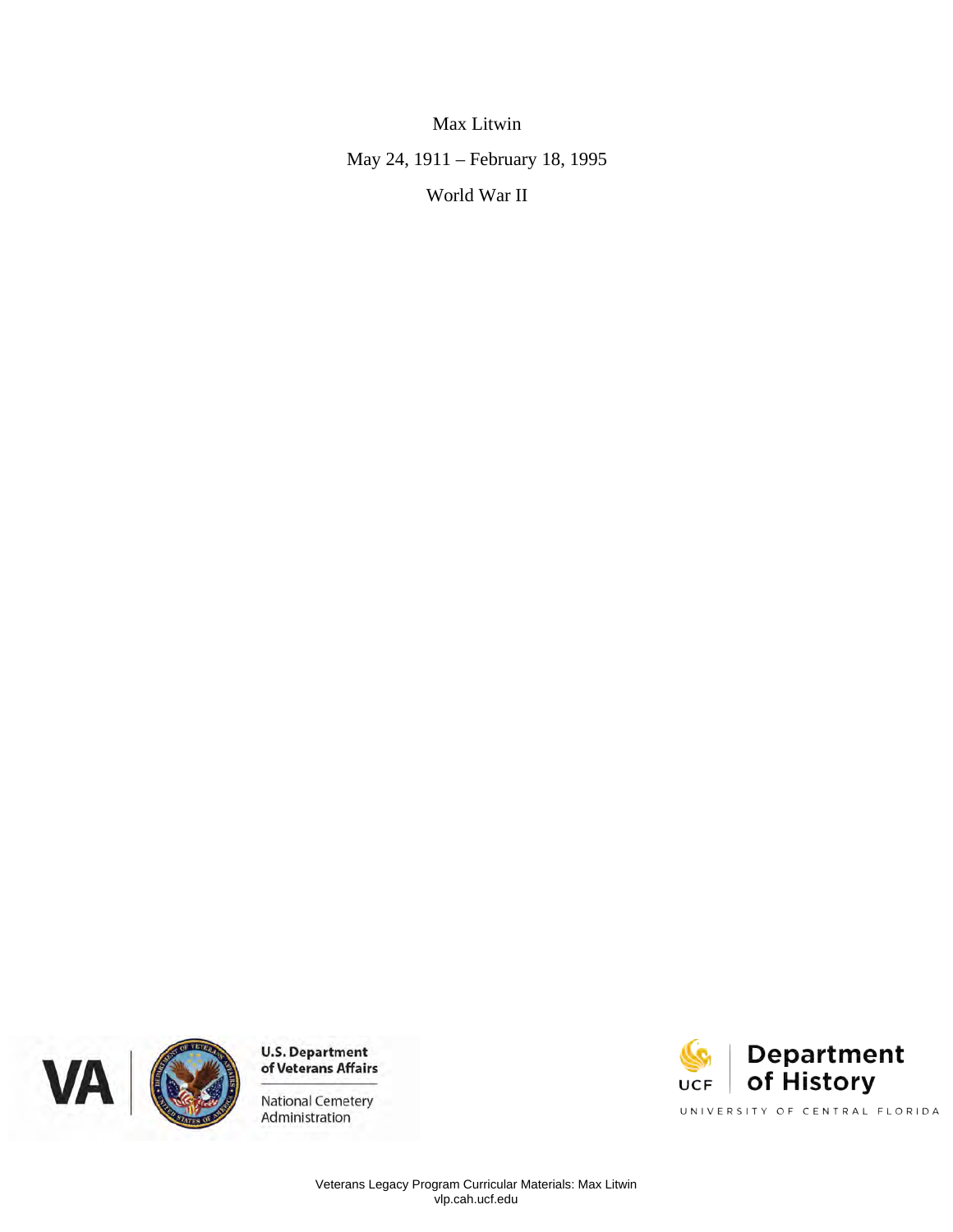Max Litwin

May 24, 1911 – February 18, 1995

World War II

U.S. Department of Veterans Affairs

National Cemetery Administration

UCF Department of History

UNIVERSITY OF CENTRAL FLORIDA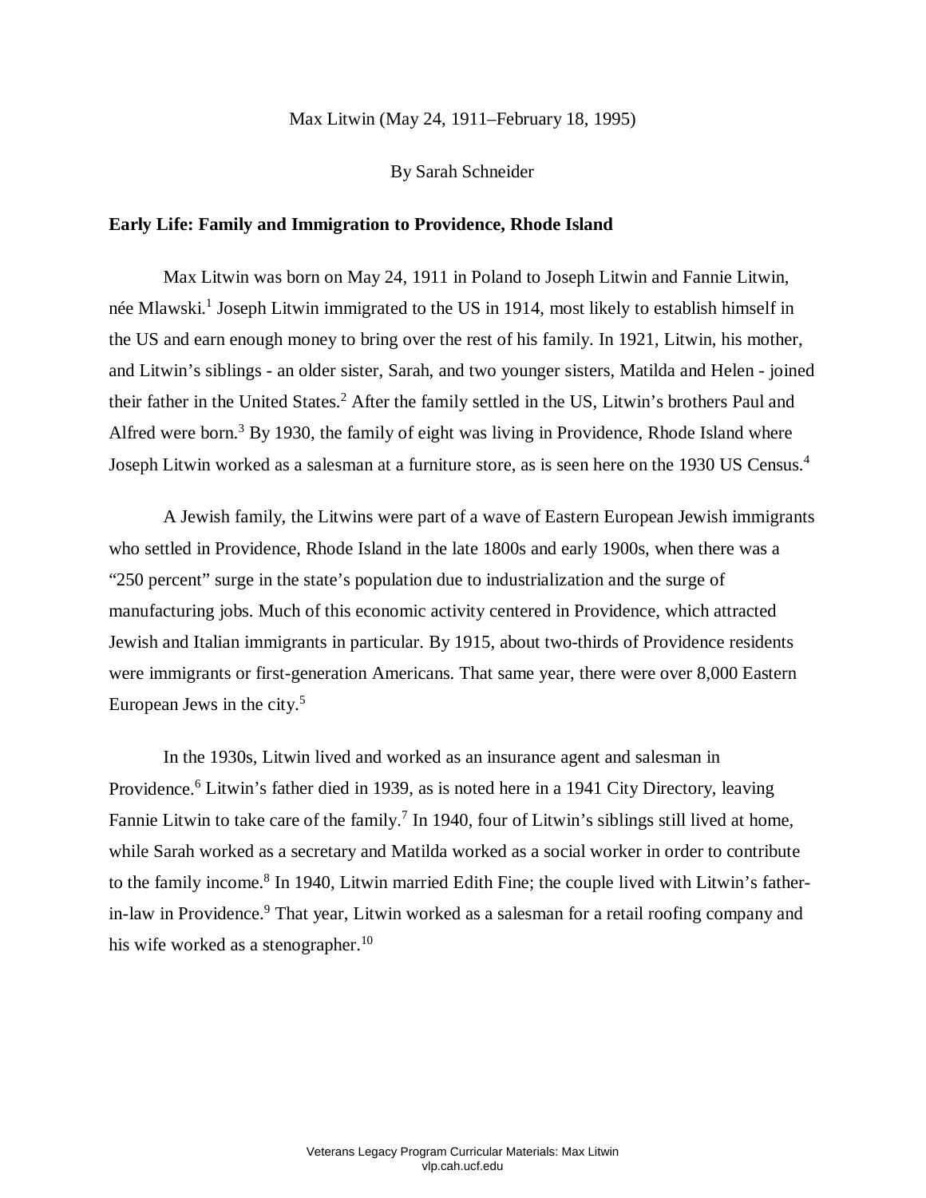Max Litwin (May 24, 1911–February 18, 1995)

By Sarah Schneider

## Early Life: Family and Immigration to Providence, Rhode Island

Max Litwin was born on May 24, 1911 in Poland to Joseph Litwin and Fannie Litwin, née Mlawski.[1] Joseph Litwin immigrated to the US in 1914, most likely to establish himself in the US and earn enough money to bring over the rest of his family. In 1921, Litwin, his mother, and Litwin's siblings - an older sister, Sarah, and two younger sisters, Matilda and Helen - joined their father in the United States.[2] After the family settled in the US, Litwin's brothers Paul and Alfred were born.[3] By 1930, the family of eight was living in Providence, Rhode Island where Joseph Litwin worked as a salesman at a furniture store, as is seen here on the 1930 US Census.[4]

A Jewish family, the Litwins were part of a wave of Eastern European Jewish immigrants who settled in Providence, Rhode Island in the late 1800s and early 1900s, when there was a "250 percent" surge in the state's population due to industrialization and the surge of manufacturing jobs. Much of this economic activity centered in Providence, which attracted Jewish and Italian immigrants in particular. By 1915, about two-thirds of Providence residents were immigrants or first-generation Americans. That same year, there were over 8,000 Eastern European Jews in the city.[5]

In the 1930s, Litwin lived and worked as an insurance agent and salesman in Providence.[6] Litwin's father died in 1939, as is noted here in a 1941 City Directory, leaving Fannie Litwin to take care of the family.[7] In 1940, four of Litwin's siblings still lived at home, while Sarah worked as a secretary and Matilda worked as a social worker in order to contribute to the family income.[8] In 1940, Litwin married Edith Fine; the couple lived with Litwin's father-in-law in Providence.[9] That year, Litwin worked as a salesman for a retail roofing company and his wife worked as a stenographer.[10]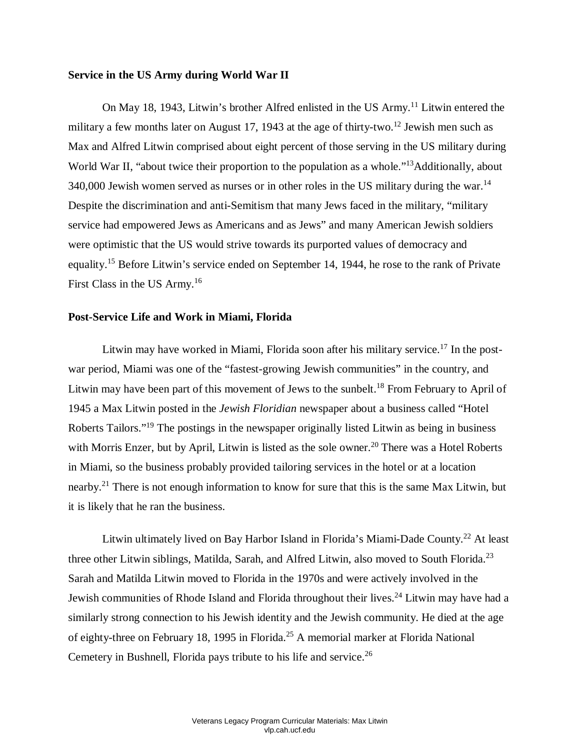**Service in the US Army during World War II**

On May 18, 1943, Litwin's brother Alfred enlisted in the US Army.[11] Litwin entered the military a few months later on August 17, 1943 at the age of thirty-two.[12] Jewish men such as Max and Alfred Litwin comprised about eight percent of those serving in the US military during World War II, "about twice their proportion to the population as a whole."[13]Additionally, about 340,000 Jewish women served as nurses or in other roles in the US military during the war.[14] Despite the discrimination and anti-Semitism that many Jews faced in the military, "military service had empowered Jews as Americans and as Jews" and many American Jewish soldiers were optimistic that the US would strive towards its purported values of democracy and equality.[15] Before Litwin's service ended on September 14, 1944, he rose to the rank of Private First Class in the US Army.[16]

**Post-Service Life and Work in Miami, Florida**

Litwin may have worked in Miami, Florida soon after his military service.[17] In the post-war period, Miami was one of the "fastest-growing Jewish communities" in the country, and Litwin may have been part of this movement of Jews to the sunbelt.[18] From February to April of 1945 a Max Litwin posted in the *Jewish Floridian* newspaper about a business called "Hotel Roberts Tailors."[19] The postings in the newspaper originally listed Litwin as being in business with Morris Enzer, but by April, Litwin is listed as the sole owner.[20] There was a Hotel Roberts in Miami, so the business probably provided tailoring services in the hotel or at a location nearby.[21] There is not enough information to know for sure that this is the same Max Litwin, but it is likely that he ran the business.

Litwin ultimately lived on Bay Harbor Island in Florida's Miami-Dade County.[22] At least three other Litwin siblings, Matilda, Sarah, and Alfred Litwin, also moved to South Florida.[23] Sarah and Matilda Litwin moved to Florida in the 1970s and were actively involved in the Jewish communities of Rhode Island and Florida throughout their lives.[24] Litwin may have had a similarly strong connection to his Jewish identity and the Jewish community. He died at the age of eighty-three on February 18, 1995 in Florida.[25] A memorial marker at Florida National Cemetery in Bushnell, Florida pays tribute to his life and service.[26]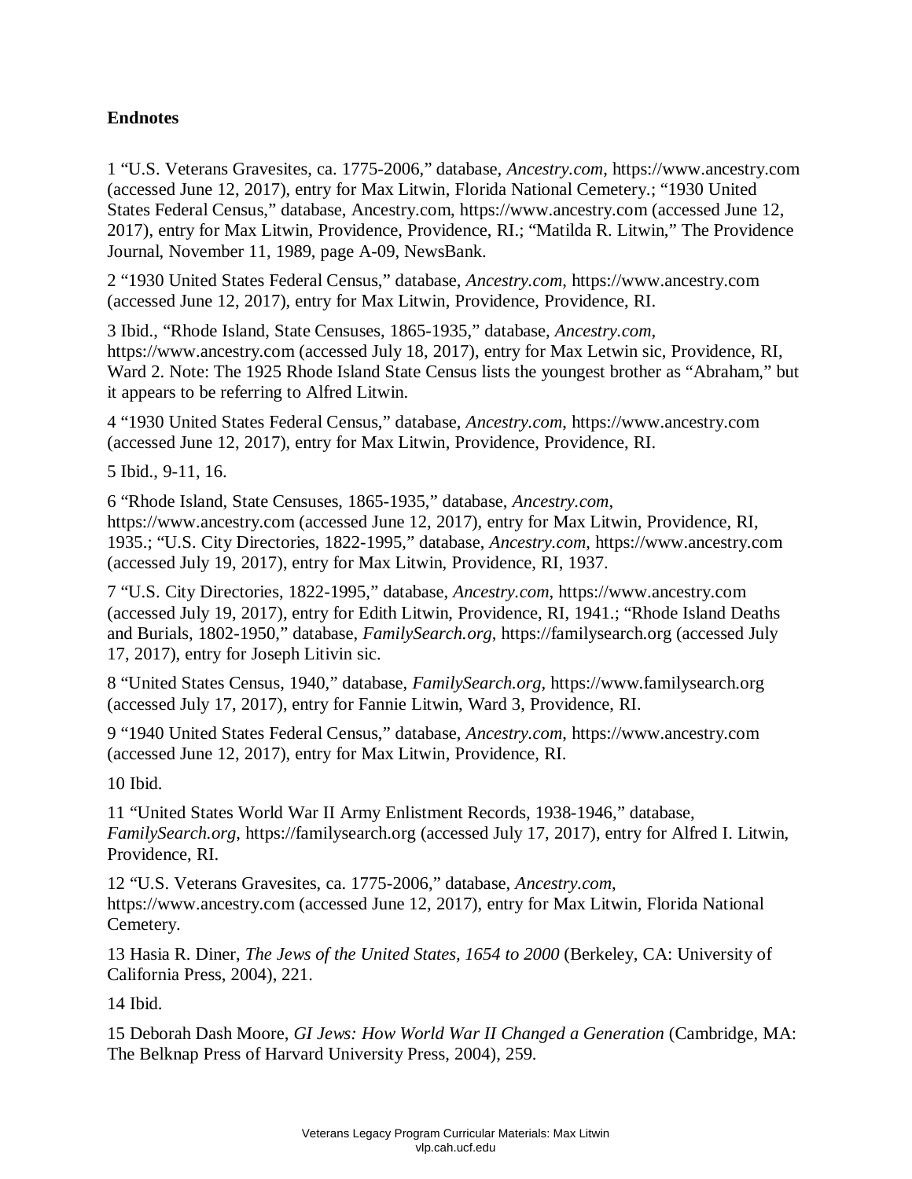**Endnotes**

1 "U.S. Veterans Gravesites, ca. 1775-2006," database, *Ancestry.com*, https://www.ancestry.com (accessed June 12, 2017), entry for Max Litwin, Florida National Cemetery.; "1930 United States Federal Census," database, Ancestry.com, https://www.ancestry.com (accessed June 12, 2017), entry for Max Litwin, Providence, Providence, RI.; "Matilda R. Litwin," The Providence Journal, November 11, 1989, page A-09, NewsBank.

2 "1930 United States Federal Census," database, *Ancestry.com*, https://www.ancestry.com (accessed June 12, 2017), entry for Max Litwin, Providence, Providence, RI.

3 Ibid., "Rhode Island, State Censuses, 1865-1935," database, *Ancestry.com*, https://www.ancestry.com (accessed July 18, 2017), entry for Max Letwin sic, Providence, RI, Ward 2. Note: The 1925 Rhode Island State Census lists the youngest brother as "Abraham," but it appears to be referring to Alfred Litwin.

4 "1930 United States Federal Census," database, *Ancestry.com*, https://www.ancestry.com (accessed June 12, 2017), entry for Max Litwin, Providence, Providence, RI.

5 Ibid., 9-11, 16.

6 "Rhode Island, State Censuses, 1865-1935," database, *Ancestry.com*, https://www.ancestry.com (accessed June 12, 2017), entry for Max Litwin, Providence, RI, 1935.; "U.S. City Directories, 1822-1995," database, *Ancestry.com*, https://www.ancestry.com (accessed July 19, 2017), entry for Max Litwin, Providence, RI, 1937.

7 "U.S. City Directories, 1822-1995," database, *Ancestry.com*, https://www.ancestry.com (accessed July 19, 2017), entry for Edith Litwin, Providence, RI, 1941.; "Rhode Island Deaths and Burials, 1802-1950," database, *FamilySearch.org*, https://familysearch.org (accessed July 17, 2017), entry for Joseph Litivin sic.

8 "United States Census, 1940," database, *FamilySearch.org*, https://www.familysearch.org (accessed July 17, 2017), entry for Fannie Litwin, Ward 3, Providence, RI.

9 "1940 United States Federal Census," database, *Ancestry.com*, https://www.ancestry.com (accessed June 12, 2017), entry for Max Litwin, Providence, RI.

10 Ibid.

11 "United States World War II Army Enlistment Records, 1938-1946," database, *FamilySearch.org*, https://familysearch.org (accessed July 17, 2017), entry for Alfred I. Litwin, Providence, RI.

12 "U.S. Veterans Gravesites, ca. 1775-2006," database, *Ancestry.com*, https://www.ancestry.com (accessed June 12, 2017), entry for Max Litwin, Florida National Cemetery.

13 Hasia R. Diner, *The Jews of the United States, 1654 to 2000* (Berkeley, CA: University of California Press, 2004), 221.

14 Ibid.

15 Deborah Dash Moore, *GI Jews: How World War II Changed a Generation* (Cambridge, MA: The Belknap Press of Harvard University Press, 2004), 259.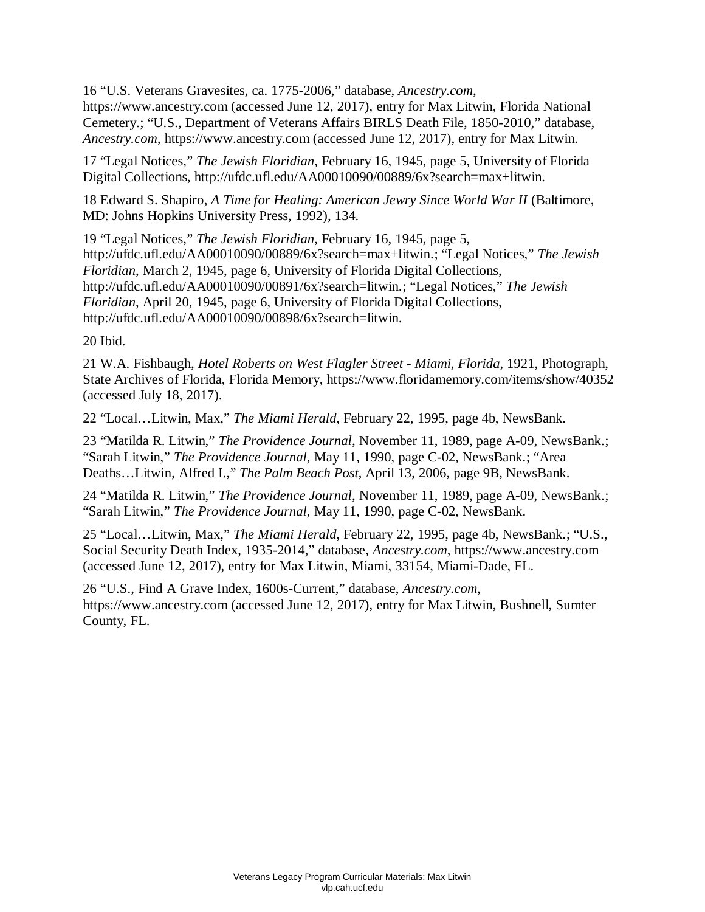16 “U.S. Veterans Gravesites, ca. 1775-2006,” database, *Ancestry.com*, https://www.ancestry.com (accessed June 12, 2017), entry for Max Litwin, Florida National Cemetery.; “U.S., Department of Veterans Affairs BIRLS Death File, 1850-2010,” database, *Ancestry.com*, https://www.ancestry.com (accessed June 12, 2017), entry for Max Litwin.

17 “Legal Notices,” *The Jewish Floridian*, February 16, 1945, page 5, University of Florida Digital Collections, http://ufdc.ufl.edu/AA00010090/00889/6x?search=max+litwin.

18 Edward S. Shapiro, *A Time for Healing: American Jewry Since World War II* (Baltimore, MD: Johns Hopkins University Press, 1992), 134.

19 “Legal Notices,” *The Jewish Floridian*, February 16, 1945, page 5, http://ufdc.ufl.edu/AA00010090/00889/6x?search=max+litwin.; “Legal Notices,” *The Jewish Floridian*, March 2, 1945, page 6, University of Florida Digital Collections, http://ufdc.ufl.edu/AA00010090/00891/6x?search=litwin.; “Legal Notices,” *The Jewish Floridian*, April 20, 1945, page 6, University of Florida Digital Collections, http://ufdc.ufl.edu/AA00010090/00898/6x?search=litwin.

20 Ibid.

21 W.A. Fishbaugh, *Hotel Roberts on West Flagler Street - Miami, Florida*, 1921, Photograph, State Archives of Florida, Florida Memory, https://www.floridamemory.com/items/show/40352 (accessed July 18, 2017).

22 “Local…Litwin, Max,” *The Miami Herald*, February 22, 1995, page 4b, NewsBank.

23 “Matilda R. Litwin,” *The Providence Journal*, November 11, 1989, page A-09, NewsBank.; “Sarah Litwin,” *The Providence Journal*, May 11, 1990, page C-02, NewsBank.; “Area Deaths…Litwin, Alfred I.,” *The Palm Beach Post*, April 13, 2006, page 9B, NewsBank.

24 “Matilda R. Litwin,” *The Providence Journal*, November 11, 1989, page A-09, NewsBank.; “Sarah Litwin,” *The Providence Journal*, May 11, 1990, page C-02, NewsBank.

25 “Local…Litwin, Max,” *The Miami Herald*, February 22, 1995, page 4b, NewsBank.; “U.S., Social Security Death Index, 1935-2014,” database, *Ancestry.com*, https://www.ancestry.com (accessed June 12, 2017), entry for Max Litwin, Miami, 33154, Miami-Dade, FL.

26 “U.S., Find A Grave Index, 1600s-Current,” database, *Ancestry.com*, https://www.ancestry.com (accessed June 12, 2017), entry for Max Litwin, Bushnell, Sumter County, FL.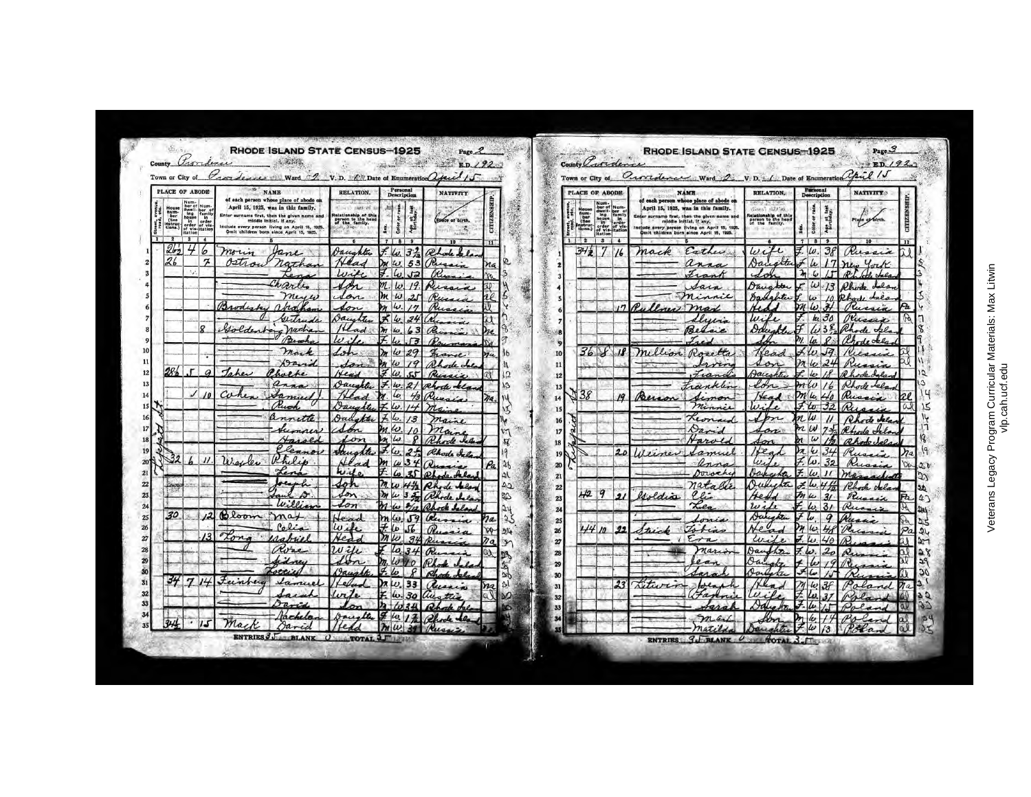# RHODE ISLAND STATE CENSUS—1925

Page 2

County Providence E.D. 192

Town or City of Providence Ward 2 V.D. 1 Date of Enumeration April 15

| Street | House number | Dwelling number | Family number | NAME | RELATION | Sex | Color or race | Age at last birthday | Place of birth | Citizenship | |
|---|---|---|---|---|---|---|---|---|---|---|---|
| 1 | 2 | 3 | 4 | 5 | 6 | 7 | 8 | 9 | 10 | 11 | |
| | 26½ | 4 | 6 | Morin Jane | Daughter | F | W | 3½ | Rhode Island | | 1 |
| | 26 | | 7 | Ostrow Nathan | Head | M | W | 53 | Russia | Na | 2 |
| | | | | Lena | Wife | F | W | 52 | Russia | | 3 |
| | | | | Charles | Son | M | W | 19 | Russia | al | 4 |
| | | | | Meyer | Son | M | W | 25 | Russia | al | 5 |
| | | | | Brodsky Abraham | Son | M | W | 17 | Russia | al | 6 |
| | | | | Gertrude | Daughter | F | W | 24 | Russia | al | 7 |
| | | | 8 | Goldenberg Nathan | Head | M | W | 63 | Russia | Na | 8 |
| | | | | Bertha | Wife | F | W | 53 | Roumania | | 9 |
| | | | | Mark | Son | M | W | 29 | France | Na | 10 |
| | | | | David | Son | M | W | 19 | Rhode Island | | 11 |
| | 28½ | 5 | 9 | Taber Phoebe | Head | F | W | 55 | Russia | al | 12 |
| | | | | Anna | Daughter | F | W | 21 | Rhode Island | | 13 |
| | | | 10 | Cohen Samuel | Head | M | W | 43 | Russia | Na | 14 |
| | | | | Ruth | Daughter | F | W | 14 | Maine | | 15 |
| | | | | Annette | Daughter | F | W | 13 | Maine | | 16 |
| | | | | Sumner | Son | M | W | 10 | Maine | | 17 |
| | | | | Harold | Son | M | W | 8 | Rhode Island | | 18 |
| | | | | Eleanor | Daughter | F | W | 2½ | Rhode Island | | 19 |
| Lippitt St. | 32 | 6 | 11 | Wexler Philip | Head | M | W | 34 | Russia | Pa | 20 |
| | | | | Lena | Wife | F | W | 35 | Rhode Island | | 21 |
| | | | | Joseph | Son | M | W | 4½ | Rhode Island | | 22 |
| | | | | Saul D. | Son | M | W | 3 | Rhode Island | | 23 |
| | | | | William | Son | M | W | | Rhode Island | | 24 |
| | 30 | | 12 | Bloom Max | Head | M | W | 59 | Russia | Na | 25 |
| | | | | Celia | Wife | F | W | 56 | Russia | | 26 |
| | | | 13 | Long Gabriel | Head | M | W | 34 | Russia | Na | 27 |
| | | | | Rose | Wife | F | W | 34 | Russia | al | 28 |
| | | | | Sidney | Son | M | W | 10 | Rhode Island | | 29 |
| | | | | Lottie | Daughter | F | W | 8 | Rhode Island | | 30 |
| | 34 | 7 | 14 | Feinberg Samuel | Head | M | W | 33 | Russia | Na | 31 |
| | | | | Sarah | Wife | F | W | 30 | Austria | al | 32 |
| | | | | David | Son | M | W | 3¼ | Rhode Island | | 33 |
| | | | | Rachelan | Daughter | F | W | 1½ | Rhode Island | | 34 |
| | 34½ | | 15 | Mack David | Head | M | W | 39 | Russia | | 35 |

ENTRIES 35 BLANK 0 TOTAL 35

# RHODE ISLAND STATE CENSUS—1925

Page 3

County Providence E.D. 192

Town or City of Providence Ward 2 V.D. 1 Date of Enumeration April 15

| Street | House number | Dwelling number | Family number | NAME | RELATION | Sex | Color or race | Age at last birthday | Place of birth | Citizenship | |
|---|---|---|---|---|---|---|---|---|---|---|---|
| 1 | 2 | 3 | 4 | 5 | 6 | 7 | 8 | 9 | 10 | 11 | |
| | 34½ | 7 | 16 | Mack Esther | Wife | F | W | 38 | Russia | al | 1 |
| | | | | Anna | Daughter | F | W | 17 | New York | | 2 |
| | | | | Frank | Son | M | W | 15 | Rhode Island | | 3 |
| | | | | Sara | Daughter | F | W | 13 | Rhode Island | | 4 |
| | | | | Minnie | Daughter | F | W | 10 | Rhode Island | | 5 |
| | | | 17 | Pullner Max | Head | M | W | 31 | Russia | Pa | 6 |
| | | | | Slyvia | Wife | F | W | 30 | Russia | Pa | 7 |
| | | | | Bessie | Daughter | F | W | 3 | Rhode Island | | 8 |
| | | | | Fred | Son | M | W | 8 | Rhode Island | | 9 |
| | 36 | 8 | 18 | Million Rosetta | Head | F | W | 59 | Russia | al | 10 |
| | | | | Irving | Son | M | W | 24 | Russia | al | 11 |
| | | | | Frances | Daughter | F | W | 18 | Rhode Island | | 12 |
| | | | | Franklin | Son | M | W | 16 | Rhode Island | | 13 |
| Lippitt St. | 38 | | 19 | Berson Simon | Head | M | W | 40 | Russia | al | 14 |
| | | | | Minnie | Wife | F | W | 32 | Russia | al | 15 |
| | | | | Leonard | Son | M | W | 11 | Rhode Island | | 16 |
| | | | | David | Son | M | W | 7½ | Rhode Island | | 17 |
| | | | | Harold | Son | M | W | 1½ | Rhode Island | | 18 |
| | | | 20 | Weiner Samuel | Head | M | W | 34 | Russia | Na | 19 |
| | | | | Anna | Wife | F | W | 32 | Russia | Da | 20 |
| | | | | Dorothy | Daughter | F | W | 11 | Massachusetts | | 21 |
| | | | | Natalie | Daughter | F | W | 4½ | Rhode Island | | 22 |
| | 42 | 9 | 21 | Moldias Eli | Head | M | W | 31 | Russia | Pa | 23 |
| | | | | Lea | Wife | F | W | 31 | Russia | | 24 |
| | | | | Sonia | Daughter | F | W | 9 | Russia | | 25 |
| | 44 | 10 | 22 | Steick Tobias | Head | M | W | 48 | Russia | Pa | 26 |
| | | | | Eva | Wife | F | W | 40 | Russia | al | 27 |
| | | | | Marion | Daughter | F | W | 20 | Russia | al | 28 |
| | | | | Jean | Daughter | F | W | 19 | Russia | al | 29 |
| | | | | Sarah | Daughter | F | W | 15 | Russia | al | 30 |
| | | | 23 | Litwin Joseph | Head | M | W | 38 | Poland | Na | 31 |
| | | | | Fannie | Wife | F | W | 37 | Poland | al | 32 |
| | | | | Sarah | Daughter | F | W | 15 | Poland | al | 33 |
| | | | | Max | Son | M | W | 14 | Poland | al | 34 |
| | | | | Matilda | Daughter | F | W | 13 | Poland | al | 35 |

ENTRIES 35 BLANK 0 TOTAL 35

Veterans Legacy Program Curricular Materials: Max Litwin
vlp.cah.ucf.edu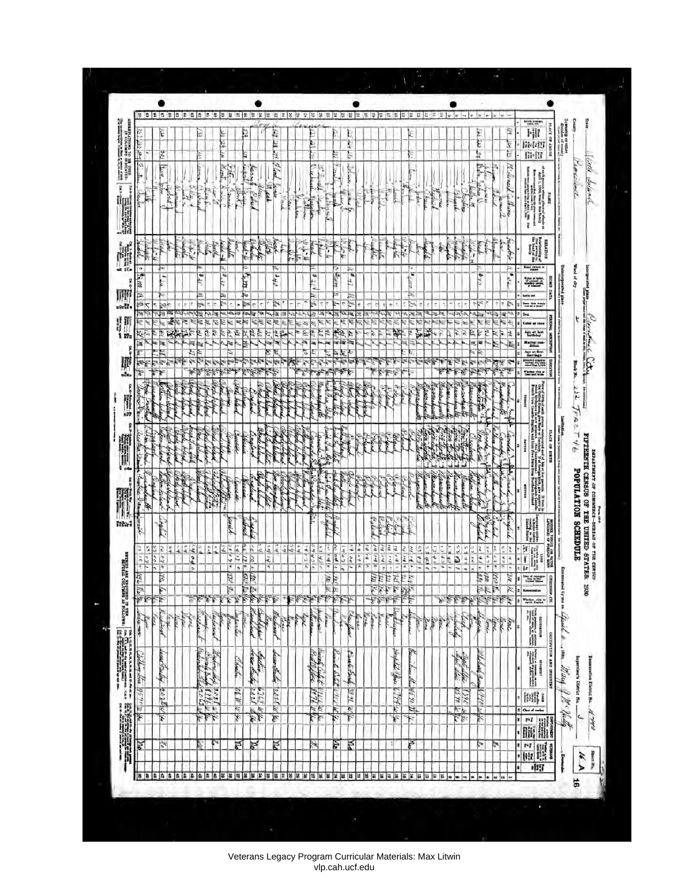Form 15-6

DEPARTMENT OF COMMERCE—BUREAU OF THE CENSUS

# FIFTEENTH CENSUS OF THE UNITED STATES: 1930

## POPULATION SCHEDULE

State: Rhode Island

County: Providence

Township or other division of county:

Incorporated place:

Ward of city:

Block No.:

Unincorporated place:

Institution:

Enumeration District No.:

Supervisor's District No.: 3

Sheet No.: 16 A

Enumerated by me on April , 1930,

| PLACE OF ABODE | NAME | RELATION | HOME DATA | PERSONAL DESCRIPTION | EDUCATION | PLACE OF BIRTH | MOTHER TONGUE (OR NATIVE LANGUAGE) OF FOREIGN BORN | CITIZENSHIP, ETC. | OCCUPATION AND INDUSTRY | EMPLOYMENT | VETERANS |
|---|---|---|---|---|---|---|---|---|---|---|---|
| Street, avenue, road, etc.; House number; Number of dwelling house in order of visitation; Number of family in order of visitation | Of each person whose place of abode on April 1, 1930, was in this family | Relationship of this person to the head of the family | Home owned or rented; Value of home; Radio set; Does this family live on a farm? | Sex; Color or race; Age at last birthday; Marital condition; Age at first marriage | Attended school or college any time since Sept. 1, 1929; Whether able to read and write | Person; Father; Mother | Language spoken in home before coming to the United States; Code | Year of immigration to the United States; Naturalization; Whether able to speak English | Occupation; Industry; Code; Class of worker | Whether actually at work yesterday | Whether a veteran of U.S. military or naval forces; What war or expedition |

ENTRIES ARE REQUIRED IN THE SEVERAL COLUMNS AS FOLLOWS: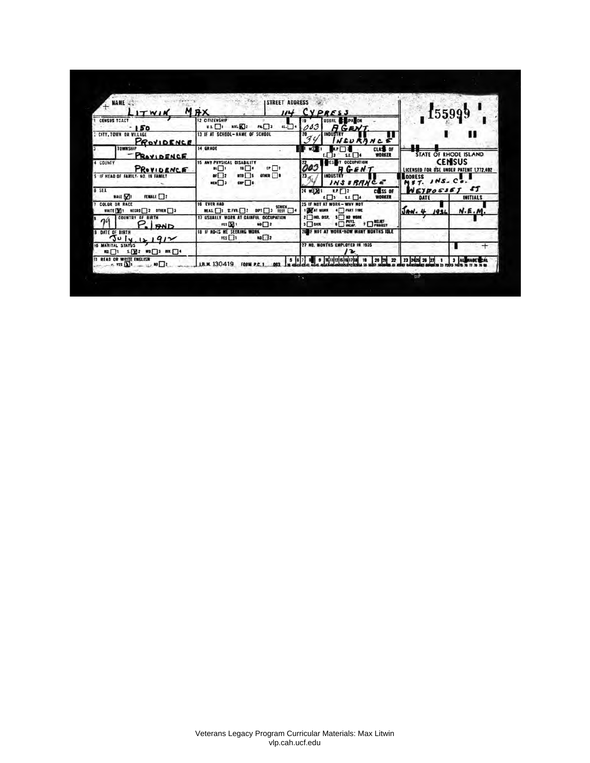NAME
LITWIN, MAX

STREET ADDRESS
114 CYPRESS

155999

1 CENSUS TRACT
- 150

2 CITY, TOWN OR VILLAGE
PROVIDENCE

3 TOWNSHIP
PROVIDENCE

4 COUNTY
PROVIDENCE

5 IF HEAD OF FAMILY- NO. IN FAMILY

6 SEX
MALE [X]1 FEMALE [ ]2

7 COLOR OR RACE
WHITE [X]1 NEGRO [ ]2 OTHER [ ]3

8 COUNTRY OF BIRTH
79 P. LAND

9 DATE OF BIRTH
July 12, 1912

10 MARITAL STATUS
MD. [ ]1 S. [X]2 WD. [ ]3 DIV. [ ]4

11 READ OR WRITE ENGLISH
YES [X]1 NO [ ]2

12 CITIZENSHIP
U.S. [ ]1 NAT. [X]2 PA. [ ]3 AL. [ ]4

13 IF AT SCHOOL—NAME OF SCHOOL

14 GRADE

15 ANY PHYSICAL DISABILITY
BL [ ]1 TB [ ]4 EP [ ]7
DF [ ]2 MTD [ ]5 OTHER [ ]8
MEN [ ]3 CRP [ ]6

16 EVER HAD
MEAS. [ ]1 S.FVR. [ ]2 DIPT. [ ]3 SCHICK TEST [ ]4

17 USUALLY WORK AT GAINFUL OCCUPATION
YES [X]1 NO [ ]2

18 IF NO—IS HE SEEKING WORK
YES [ ]1 NO [ ]2

19 USUAL OCCUPATION
003 AGENT

20 INDUSTRY
34 INSURANCE

21 W. [X]1 E.P. [ ]2 E. [ ]3 S.E. [ ]4 CLASS OF WORKER

22 PRESENT OCCUPATION
003 AGENT

23 INDUSTRY
34 INSURANCE

24 W. [X]1 E.P. [ ]2 E. [ ]3 S.E. [ ]4 CLASS OF WORKER

25 IF NOT AT WORK—WHY NOT
1 [X] AT WORK 4 [ ] PART TIME
2 [ ] IND. DISP. 5 [ ] NO WORK
3 [ ] SICK 6 [ ] PHYS. INCAP. 7 [ ] RELIEF PROJECT

26 IF NOT AT WORK—HOW MANY MONTHS IDLE

27 NO. MONTHS EMPLOYED IN 1935
12

STATE OF RHODE ISLAND
CENSUS
LICENSED FOR USE UNDER PATENT 1,772,492

ADDRESS
MET. INS. CO.
WEYBOSSET ST

| DATE | INITIALS |
|---|---|
| JAN. 4 1936 | N.E.M. |

I.B.M. 130419 FORM P.C. 1 003

Veterans Legacy Program Curricular Materials: Max Litwin
vlp.cah.ucf.edu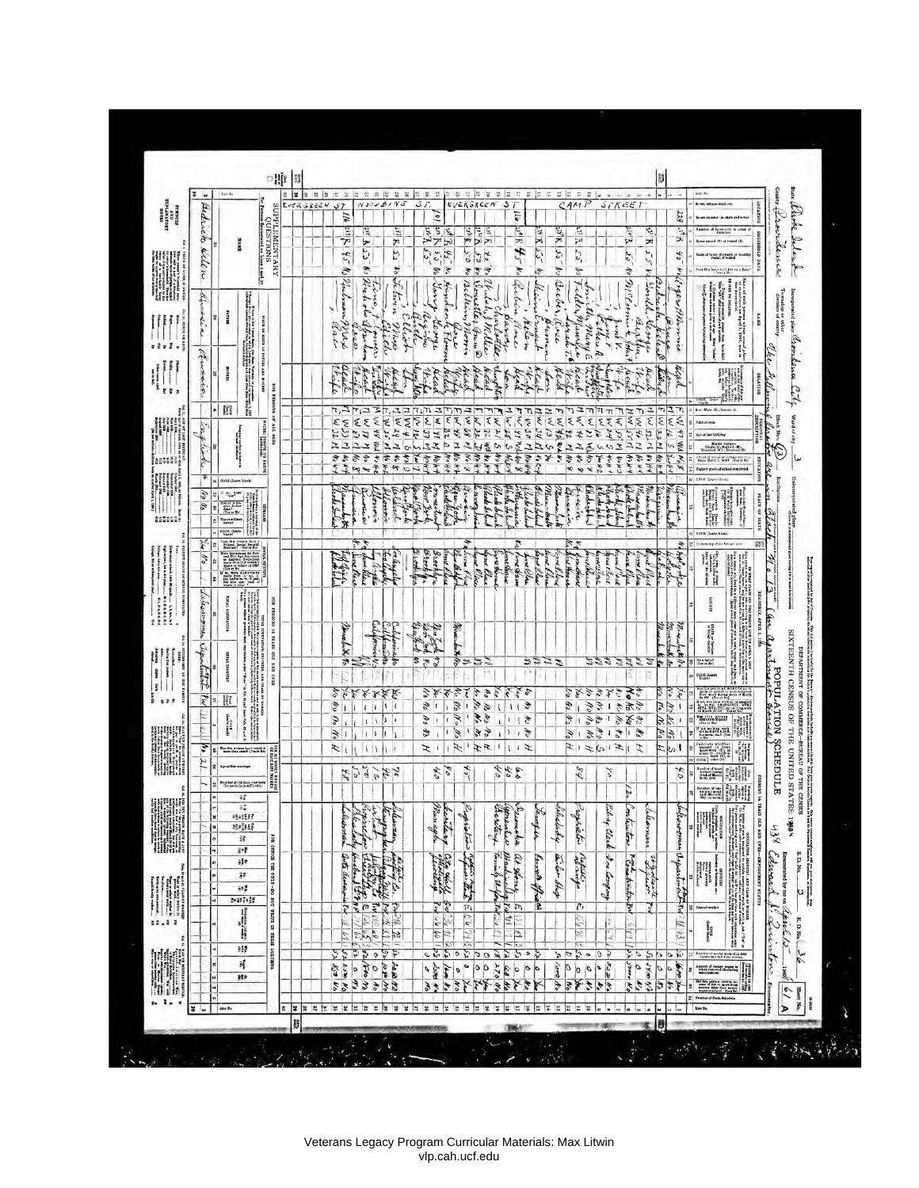SIXTEENTH CENSUS OF THE UNITED STATES: 1940

DEPARTMENT OF COMMERCE—BUREAU OF THE CENSUS

POPULATION SCHEDULE

State: Rhode Island

County: Providence

Incorporated place: Providence City

Ward of city: 3

S.D. No. 3

E.D. No. 36

Sheet No. 61 A

Enumerated by me on April 15, 1940

CAMP STREET

EVERGREEN ST

WOODBINE ST.

SUPPLEMENTARY QUESTIONS